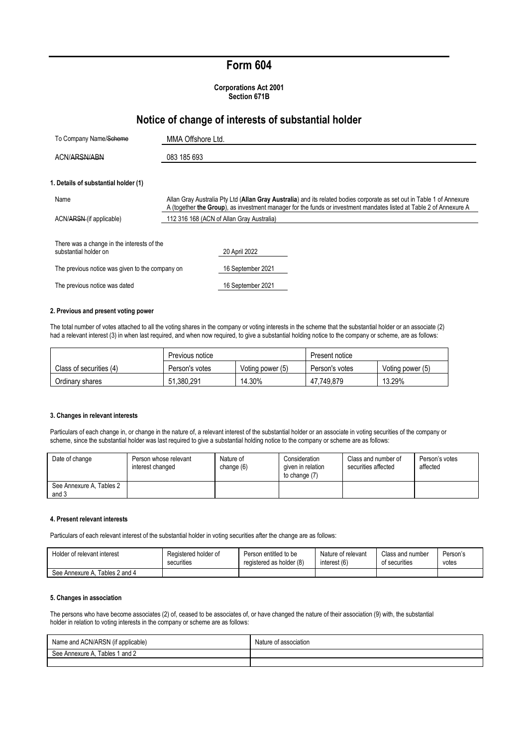# Form 604

**Corporations Act 2001**
**Section 671B**

## Notice of change of interests of substantial holder

| | |
|---|---|
| To Company Name/~~Scheme~~ | MMA Offshore Ltd. |
| ACN/~~ARSN/ABN~~ | 083 185 693 |

### 1. Details of substantial holder (1)

| | |
|---|---|
| Name | Allan Gray Australia Pty Ltd (**Allan Gray Australia**) and its related bodies corporate as set out in Table 1 of Annexure A (together **the Group**), as investment manager for the funds or investment mandates listed at Table 2 of Annexure A |
| ACN/~~ARSN~~ (if applicable) | 112 316 168 (ACN of Allan Gray Australia) |

| | |
|---|---|
| There was a change in the interests of the substantial holder on | 20 April 2022 |
| The previous notice was given to the company on | 16 September 2021 |
| The previous notice was dated | 16 September 2021 |

### 2. Previous and present voting power

The total number of votes attached to all the voting shares in the company or voting interests in the scheme that the substantial holder or an associate (2) had a relevant interest (3) in when last required, and when now required, to give a substantial holding notice to the company or scheme, are as follows:

| | Previous notice | | Present notice | |
|---|---|---|---|---|
| Class of securities (4) | Person's votes | Voting power (5) | Person's votes | Voting power (5) |
| Ordinary shares | 51,380,291 | 14.30% | 47,749,879 | 13.29% |

### 3. Changes in relevant interests

Particulars of each change in, or change in the nature of, a relevant interest of the substantial holder or an associate in voting securities of the company or scheme, since the substantial holder was last required to give a substantial holding notice to the company or scheme are as follows:

| Date of change | Person whose relevant interest changed | Nature of change (6) | Consideration given in relation to change (7) | Class and number of securities affected | Person's votes affected |
|---|---|---|---|---|---|
| See Annexure A, Tables 2 and 3 | | | | | |

### 4. Present relevant interests

Particulars of each relevant interest of the substantial holder in voting securities after the change are as follows:

| Holder of relevant interest | Registered holder of securities | Person entitled to be registered as holder (8) | Nature of relevant interest (6) | Class and number of securities | Person's votes |
|---|---|---|---|---|---|
| See Annexure A, Tables 2 and 4 | | | | | |

### 5. Changes in association

The persons who have become associates (2) of, ceased to be associates of, or have changed the nature of their association (9) with, the substantial holder in relation to voting interests in the company or scheme are as follows:

| Name and ACN/ARSN (if applicable) | Nature of association |
|---|---|
| See Annexure A, Tables 1 and 2 | |
| | |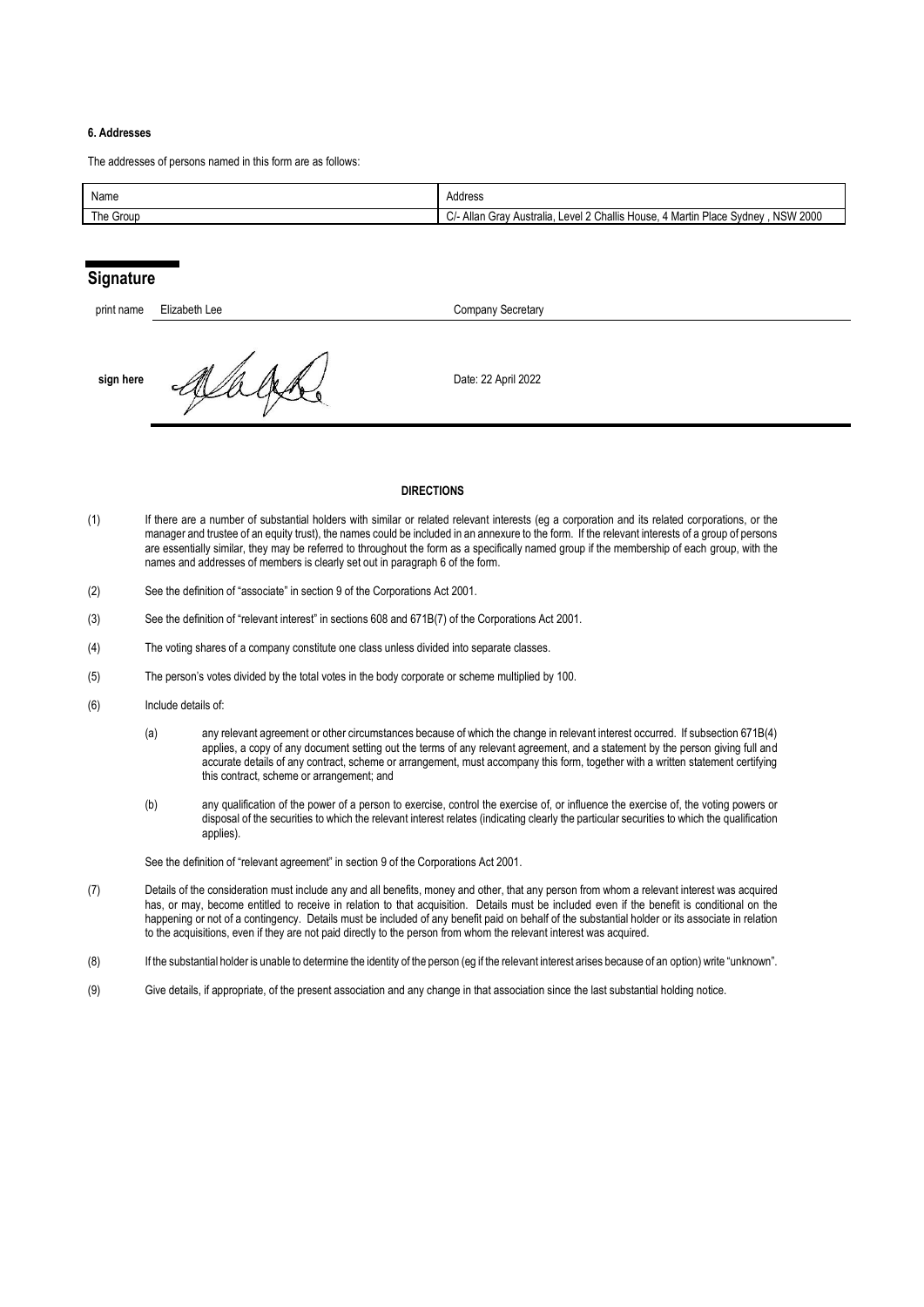#### 6. Addresses

The addresses of persons named in this form are as follows:

| Name | Address |
| --- | --- |
| The Group | C/- Allan Gray Australia, Level 2 Challis House, 4 Martin Place Sydney , NSW 2000 |

## Signature

| | | |
| --- | --- | --- |
| print name | Elizabeth Lee | Company Secretary |
| sign here | | Date: 22 April 2022 |

#### DIRECTIONS

(1) If there are a number of substantial holders with similar or related relevant interests (eg a corporation and its related corporations, or the manager and trustee of an equity trust), the names could be included in an annexure to the form. If the relevant interests of a group of persons are essentially similar, they may be referred to throughout the form as a specifically named group if the membership of each group, with the names and addresses of members is clearly set out in paragraph 6 of the form.

(2) See the definition of "associate" in section 9 of the Corporations Act 2001.

(3) See the definition of "relevant interest" in sections 608 and 671B(7) of the Corporations Act 2001.

(4) The voting shares of a company constitute one class unless divided into separate classes.

(5) The person's votes divided by the total votes in the body corporate or scheme multiplied by 100.

(6) Include details of:

(a) any relevant agreement or other circumstances because of which the change in relevant interest occurred. If subsection 671B(4) applies, a copy of any document setting out the terms of any relevant agreement, and a statement by the person giving full and accurate details of any contract, scheme or arrangement, must accompany this form, together with a written statement certifying this contract, scheme or arrangement; and

(b) any qualification of the power of a person to exercise, control the exercise of, or influence the exercise of, the voting powers or disposal of the securities to which the relevant interest relates (indicating clearly the particular securities to which the qualification applies).

See the definition of "relevant agreement" in section 9 of the Corporations Act 2001.

(7) Details of the consideration must include any and all benefits, money and other, that any person from whom a relevant interest was acquired has, or may, become entitled to receive in relation to that acquisition. Details must be included even if the benefit is conditional on the happening or not of a contingency. Details must be included of any benefit paid on behalf of the substantial holder or its associate in relation to the acquisitions, even if they are not paid directly to the person from whom the relevant interest was acquired.

(8) If the substantial holder is unable to determine the identity of the person (eg if the relevant interest arises because of an option) write "unknown".

(9) Give details, if appropriate, of the present association and any change in that association since the last substantial holding notice.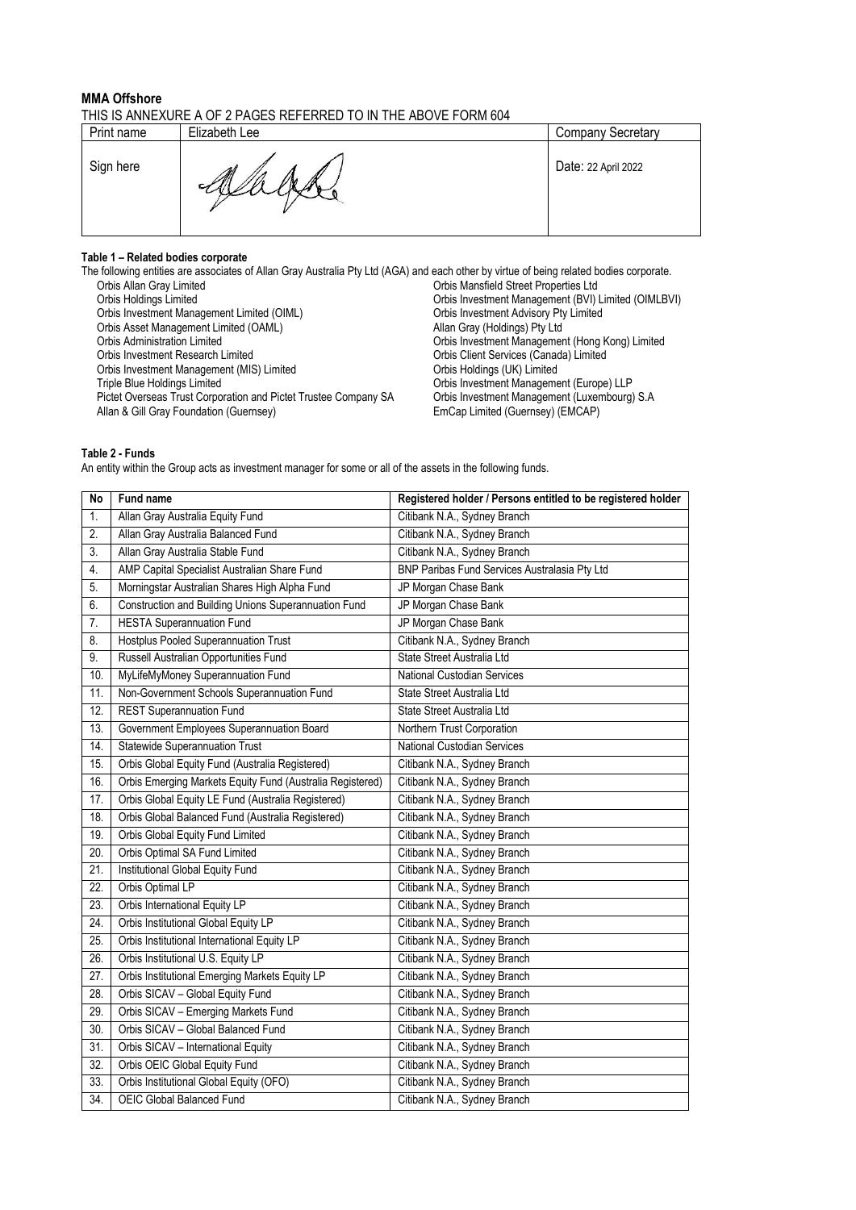**MMA Offshore**

THIS IS ANNEXURE A OF 2 PAGES REFERRED TO IN THE ABOVE FORM 604

| Print name | Elizabeth Lee | Company Secretary |
|---|---|---|
| Sign here | | Date: 22 April 2022 |

**Table 1 – Related bodies corporate**

The following entities are associates of Allan Gray Australia Pty Ltd (AGA) and each other by virtue of being related bodies corporate.

- Orbis Allan Gray Limited
- Orbis Holdings Limited
- Orbis Investment Management Limited (OIML)
- Orbis Asset Management Limited (OAML)
- Orbis Administration Limited
- Orbis Investment Research Limited
- Orbis Investment Management (MIS) Limited
- Triple Blue Holdings Limited
- Pictet Overseas Trust Corporation and Pictet Trustee Company SA
- Allan & Gill Gray Foundation (Guernsey)
- Orbis Mansfield Street Properties Ltd
- Orbis Investment Management (BVI) Limited (OIMLBVI)
- Orbis Investment Advisory Pty Limited
- Allan Gray (Holdings) Pty Ltd
- Orbis Investment Management (Hong Kong) Limited
- Orbis Client Services (Canada) Limited
- Orbis Holdings (UK) Limited
- Orbis Investment Management (Europe) LLP
- Orbis Investment Management (Luxembourg) S.A
- EmCap Limited (Guernsey) (EMCAP)

**Table 2 - Funds**

An entity within the Group acts as investment manager for some or all of the assets in the following funds.

| No | Fund name | Registered holder / Persons entitled to be registered holder |
|---|---|---|
| 1. | Allan Gray Australia Equity Fund | Citibank N.A., Sydney Branch |
| 2. | Allan Gray Australia Balanced Fund | Citibank N.A., Sydney Branch |
| 3. | Allan Gray Australia Stable Fund | Citibank N.A., Sydney Branch |
| 4. | AMP Capital Specialist Australian Share Fund | BNP Paribas Fund Services Australasia Pty Ltd |
| 5. | Morningstar Australian Shares High Alpha Fund | JP Morgan Chase Bank |
| 6. | Construction and Building Unions Superannuation Fund | JP Morgan Chase Bank |
| 7. | HESTA Superannuation Fund | JP Morgan Chase Bank |
| 8. | Hostplus Pooled Superannuation Trust | Citibank N.A., Sydney Branch |
| 9. | Russell Australian Opportunities Fund | State Street Australia Ltd |
| 10. | MyLifeMyMoney Superannuation Fund | National Custodian Services |
| 11. | Non-Government Schools Superannuation Fund | State Street Australia Ltd |
| 12. | REST Superannuation Fund | State Street Australia Ltd |
| 13. | Government Employees Superannuation Board | Northern Trust Corporation |
| 14. | Statewide Superannuation Trust | National Custodian Services |
| 15. | Orbis Global Equity Fund (Australia Registered) | Citibank N.A., Sydney Branch |
| 16. | Orbis Emerging Markets Equity Fund (Australia Registered) | Citibank N.A., Sydney Branch |
| 17. | Orbis Global Equity LE Fund (Australia Registered) | Citibank N.A., Sydney Branch |
| 18. | Orbis Global Balanced Fund (Australia Registered) | Citibank N.A., Sydney Branch |
| 19. | Orbis Global Equity Fund Limited | Citibank N.A., Sydney Branch |
| 20. | Orbis Optimal SA Fund Limited | Citibank N.A., Sydney Branch |
| 21. | Institutional Global Equity Fund | Citibank N.A., Sydney Branch |
| 22. | Orbis Optimal LP | Citibank N.A., Sydney Branch |
| 23. | Orbis International Equity LP | Citibank N.A., Sydney Branch |
| 24. | Orbis Institutional Global Equity LP | Citibank N.A., Sydney Branch |
| 25. | Orbis Institutional International Equity LP | Citibank N.A., Sydney Branch |
| 26. | Orbis Institutional U.S. Equity LP | Citibank N.A., Sydney Branch |
| 27. | Orbis Institutional Emerging Markets Equity LP | Citibank N.A., Sydney Branch |
| 28. | Orbis SICAV – Global Equity Fund | Citibank N.A., Sydney Branch |
| 29. | Orbis SICAV – Emerging Markets Fund | Citibank N.A., Sydney Branch |
| 30. | Orbis SICAV – Global Balanced Fund | Citibank N.A., Sydney Branch |
| 31. | Orbis SICAV – International Equity | Citibank N.A., Sydney Branch |
| 32. | Orbis OEIC Global Equity Fund | Citibank N.A., Sydney Branch |
| 33. | Orbis Institutional Global Equity (OFO) | Citibank N.A., Sydney Branch |
| 34. | OEIC Global Balanced Fund | Citibank N.A., Sydney Branch |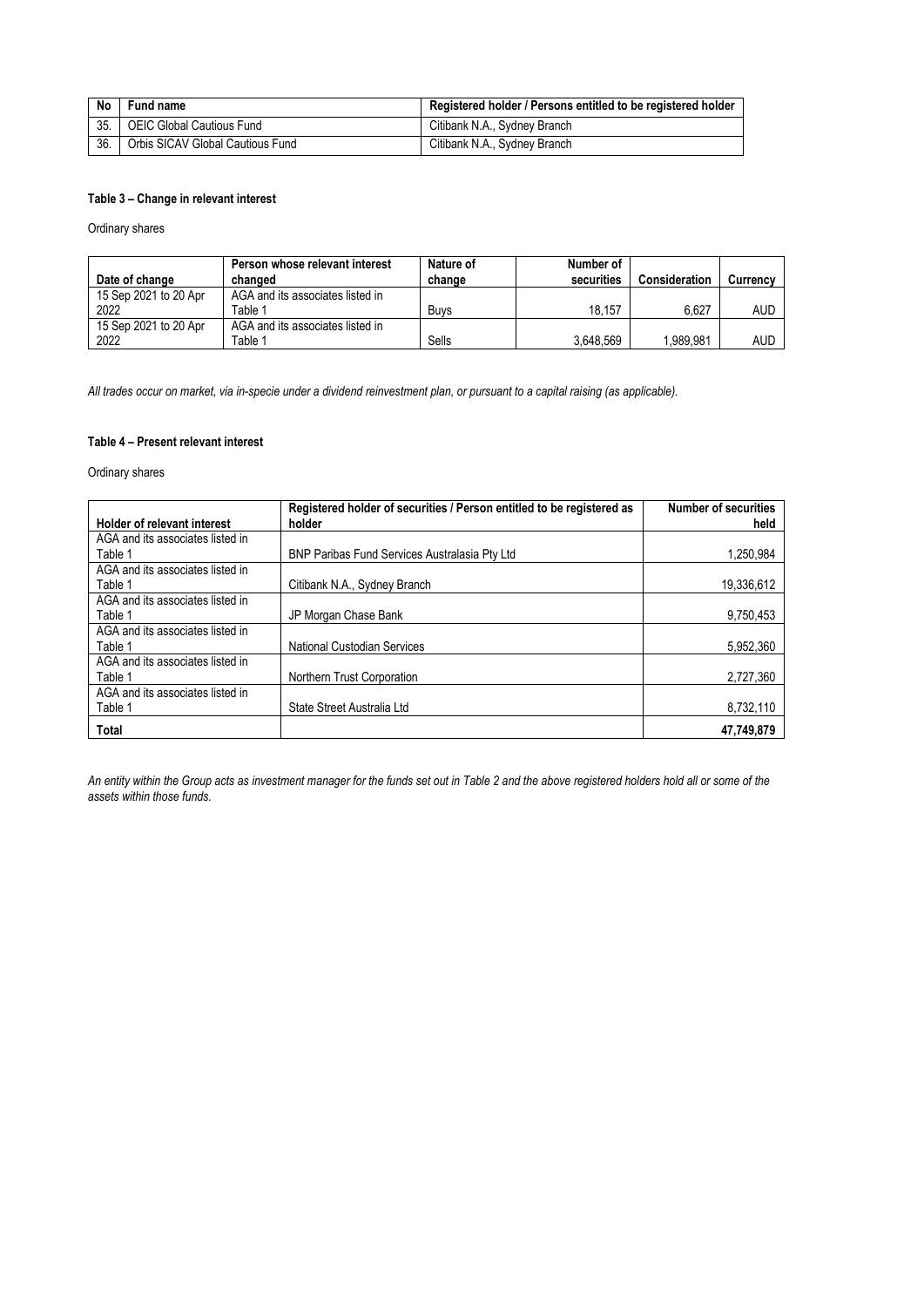| No | Fund name | Registered holder / Persons entitled to be registered holder |
|---|---|---|
| 35. | OEIC Global Cautious Fund | Citibank N.A., Sydney Branch |
| 36. | Orbis SICAV Global Cautious Fund | Citibank N.A., Sydney Branch |

**Table 3 – Change in relevant interest**

Ordinary shares

| Date of change | Person whose relevant interest changed | Nature of change | Number of securities | Consideration | Currency |
|---|---|---|---|---|---|
| 15 Sep 2021 to 20 Apr 2022 | AGA and its associates listed in Table 1 | Buys | 18,157 | 6,627 | AUD |
| 15 Sep 2021 to 20 Apr 2022 | AGA and its associates listed in Table 1 | Sells | 3,648,569 | 1,989,981 | AUD |

*All trades occur on market, via in-specie under a dividend reinvestment plan, or pursuant to a capital raising (as applicable).*

**Table 4 – Present relevant interest**

Ordinary shares

| Holder of relevant interest | Registered holder of securities / Person entitled to be registered as holder | Number of securities held |
|---|---|---|
| AGA and its associates listed in Table 1 | BNP Paribas Fund Services Australasia Pty Ltd | 1,250,984 |
| AGA and its associates listed in Table 1 | Citibank N.A., Sydney Branch | 19,336,612 |
| AGA and its associates listed in Table 1 | JP Morgan Chase Bank | 9,750,453 |
| AGA and its associates listed in Table 1 | National Custodian Services | 5,952,360 |
| AGA and its associates listed in Table 1 | Northern Trust Corporation | 2,727,360 |
| AGA and its associates listed in Table 1 | State Street Australia Ltd | 8,732,110 |
| **Total** | | **47,749,879** |

*An entity within the Group acts as investment manager for the funds set out in Table 2 and the above registered holders hold all or some of the assets within those funds.*